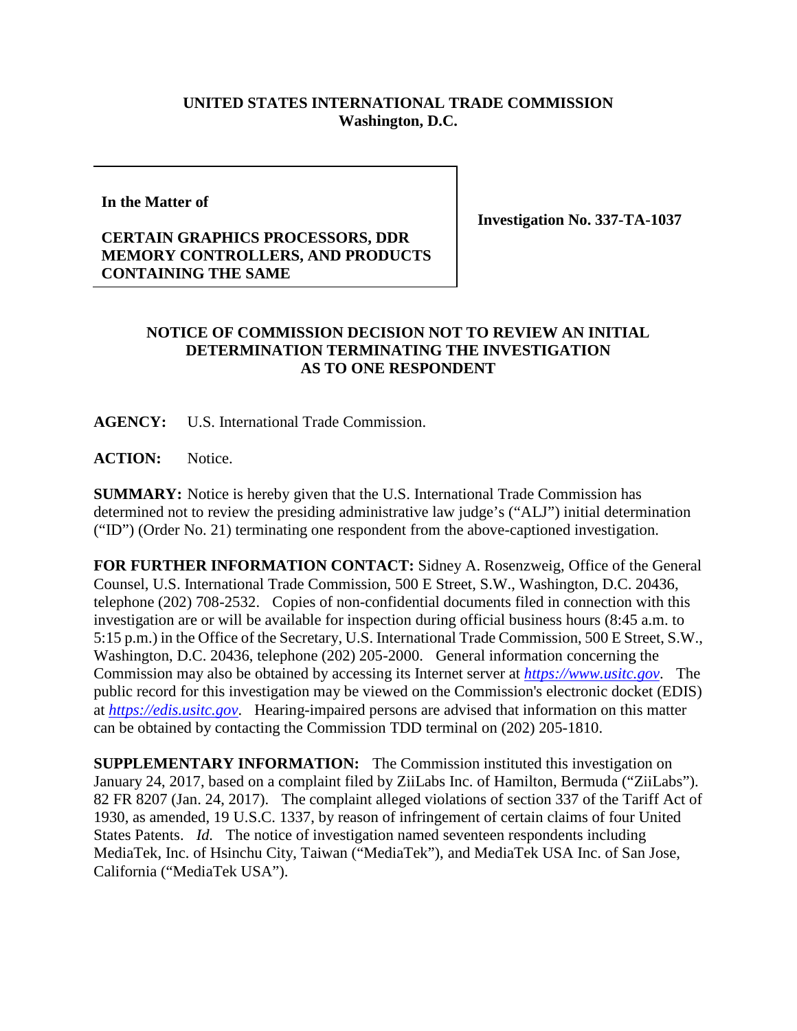**UNITED STATES INTERNATIONAL TRADE COMMISSION**
**Washington, D.C.**

| | |
|---|---|
| **In the Matter of**<br><br>**CERTAIN GRAPHICS PROCESSORS, DDR MEMORY CONTROLLERS, AND PRODUCTS CONTAINING THE SAME** | **Investigation No. 337-TA-1037** |

**NOTICE OF COMMISSION DECISION NOT TO REVIEW AN INITIAL DETERMINATION TERMINATING THE INVESTIGATION AS TO ONE RESPONDENT**

**AGENCY:** U.S. International Trade Commission.

**ACTION:** Notice.

**SUMMARY:** Notice is hereby given that the U.S. International Trade Commission has determined not to review the presiding administrative law judge's ("ALJ") initial determination ("ID") (Order No. 21) terminating one respondent from the above-captioned investigation.

**FOR FURTHER INFORMATION CONTACT:** Sidney A. Rosenzweig, Office of the General Counsel, U.S. International Trade Commission, 500 E Street, S.W., Washington, D.C. 20436, telephone (202) 708-2532. Copies of non-confidential documents filed in connection with this investigation are or will be available for inspection during official business hours (8:45 a.m. to 5:15 p.m.) in the Office of the Secretary, U.S. International Trade Commission, 500 E Street, S.W., Washington, D.C. 20436, telephone (202) 205-2000. General information concerning the Commission may also be obtained by accessing its Internet server at *https://www.usitc.gov*. The public record for this investigation may be viewed on the Commission's electronic docket (EDIS) at *https://edis.usitc.gov*. Hearing-impaired persons are advised that information on this matter can be obtained by contacting the Commission TDD terminal on (202) 205-1810.

**SUPPLEMENTARY INFORMATION:** The Commission instituted this investigation on January 24, 2017, based on a complaint filed by ZiiLabs Inc. of Hamilton, Bermuda ("ZiiLabs"). 82 FR 8207 (Jan. 24, 2017). The complaint alleged violations of section 337 of the Tariff Act of 1930, as amended, 19 U.S.C. 1337, by reason of infringement of certain claims of four United States Patents. *Id.* The notice of investigation named seventeen respondents including MediaTek, Inc. of Hsinchu City, Taiwan ("MediaTek"), and MediaTek USA Inc. of San Jose, California ("MediaTek USA").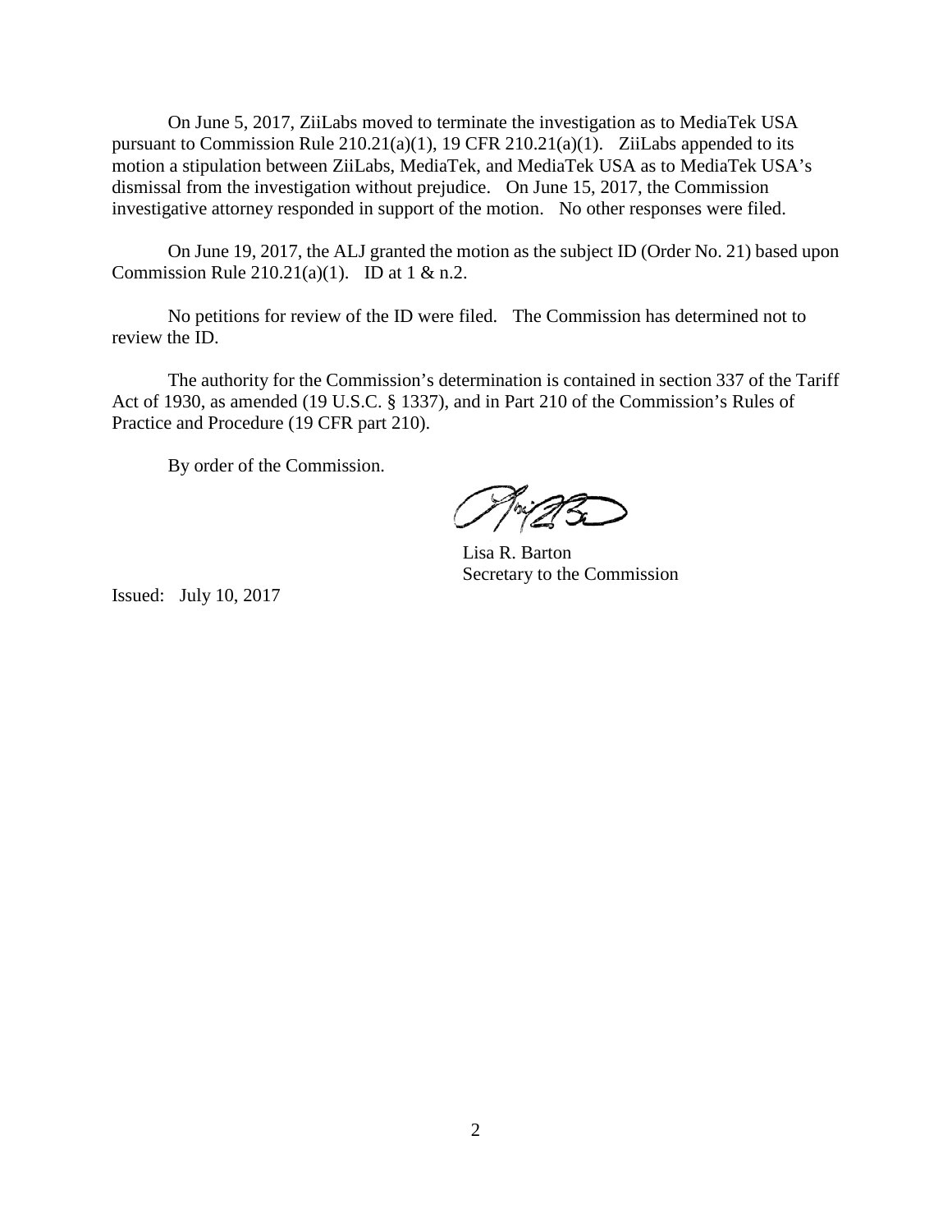On June 5, 2017, ZiiLabs moved to terminate the investigation as to MediaTek USA pursuant to Commission Rule 210.21(a)(1), 19 CFR 210.21(a)(1). ZiiLabs appended to its motion a stipulation between ZiiLabs, MediaTek, and MediaTek USA as to MediaTek USA's dismissal from the investigation without prejudice. On June 15, 2017, the Commission investigative attorney responded in support of the motion. No other responses were filed.

On June 19, 2017, the ALJ granted the motion as the subject ID (Order No. 21) based upon Commission Rule 210.21(a)(1). ID at 1 & n.2.

No petitions for review of the ID were filed. The Commission has determined not to review the ID.

The authority for the Commission's determination is contained in section 337 of the Tariff Act of 1930, as amended (19 U.S.C. § 1337), and in Part 210 of the Commission's Rules of Practice and Procedure (19 CFR part 210).

By order of the Commission.

Lisa R. Barton
Secretary to the Commission

Issued: July 10, 2017